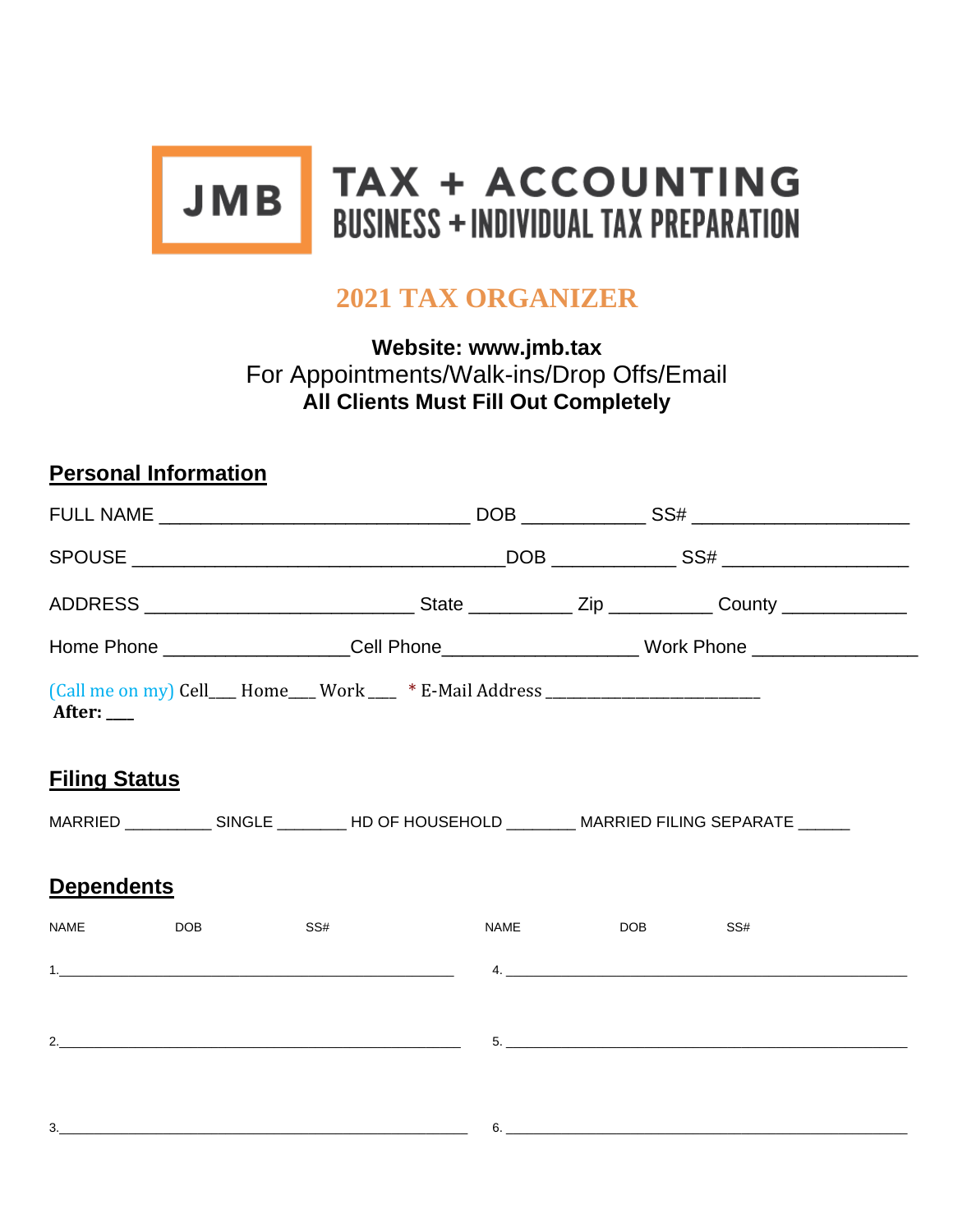JMB **TAX + ACCOUNTING**
**BUSINESS + INDIVIDUAL TAX PREPARATION**

# 2021 TAX ORGANIZER

**Website: www.jmb.tax**
For Appointments/Walk-ins/Drop Offs/Email
**All Clients Must Fill Out Completely**

## Personal Information

FULL NAME ______________________________ DOB ____________ SS# ______________________

SPOUSE ____________________________________DOB ____________ SS# __________________

ADDRESS __________________________ State __________ Zip __________ County ____________

Home Phone __________________Cell Phone___________________ Work Phone ________________

(Call me on my) Cell___ Home___ Work ___ * E-Mail Address __________________________
**After:** ___

## Filing Status

MARRIED __________ SINGLE ________ HD OF HOUSEHOLD ________ MARRIED FILING SEPARATE ______

## Dependents

| NAME | DOB | SS# | NAME | DOB | SS# |
|---|---|---|---|---|---|
| 1. | | | 4. | | |
| 2. | | | 5. | | |
| 3. | | | 6. | | |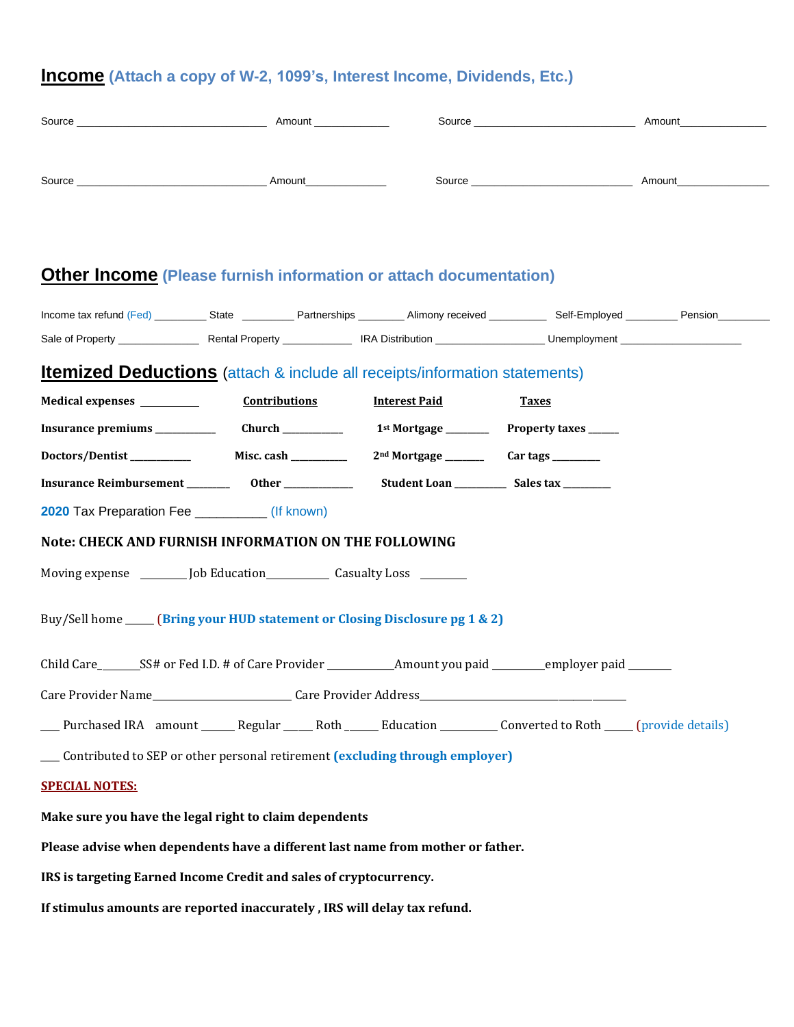## Income (Attach a copy of W-2, 1099's, Interest Income, Dividends, Etc.)

Source ______________________________ Amount ____________ Source __________________________ Amount______________

Source ______________________________ Amount_____________ Source __________________________ Amount_______________

## Other Income (Please furnish information or attach documentation)

Income tax refund (Fed) ________ State ________ Partnerships _______ Alimony received _________ Self-Employed ________ Pension________

Sale of Property _____________ Rental Property ___________ IRA Distribution _________________ Unemployment ___________________

## Itemized Deductions (attach & include all receipts/information statements)

| **Medical expenses** __________ | **Contributions** | **Interest Paid** | **Taxes** |
|---|---|---|---|
| **Insurance premiums** ___________ | **Church** ___________ | **1st Mortgage** ________ | **Property taxes** ______ |
| **Doctors/Dentist** ___________ | **Misc. cash** __________ | **2nd Mortgage** _______ | **Car tags** _________ |
| **Insurance Reimbursement** ________ | **Other** _____________ | **Student Loan** _________ | **Sales tax** _________ |

**2020** Tax Preparation Fee __________ (If known)

**Note: CHECK AND FURNISH INFORMATION ON THE FOLLOWING**

Moving expense ________ Job Education___________ Casualty Loss ________

Buy/Sell home _____ (**Bring your HUD statement or Closing Disclosure pg 1 & 2)**

Child Care_______SS# or Fed I.D. # of Care Provider ___________Amount you paid _________employer paid ________

Care Provider Name________________________ Care Provider Address_______________________________________

___ Purchased IRA amount ______ Regular _____ Roth ______ Education __________ Converted to Roth _____ (provide details)

___ Contributed to SEP or other personal retirement **(excluding through employer)**

**SPECIAL NOTES:**

**Make sure you have the legal right to claim dependents**

**Please advise when dependents have a different last name from mother or father.**

**IRS is targeting Earned Income Credit and sales of cryptocurrency.**

**If stimulus amounts are reported inaccurately , IRS will delay tax refund.**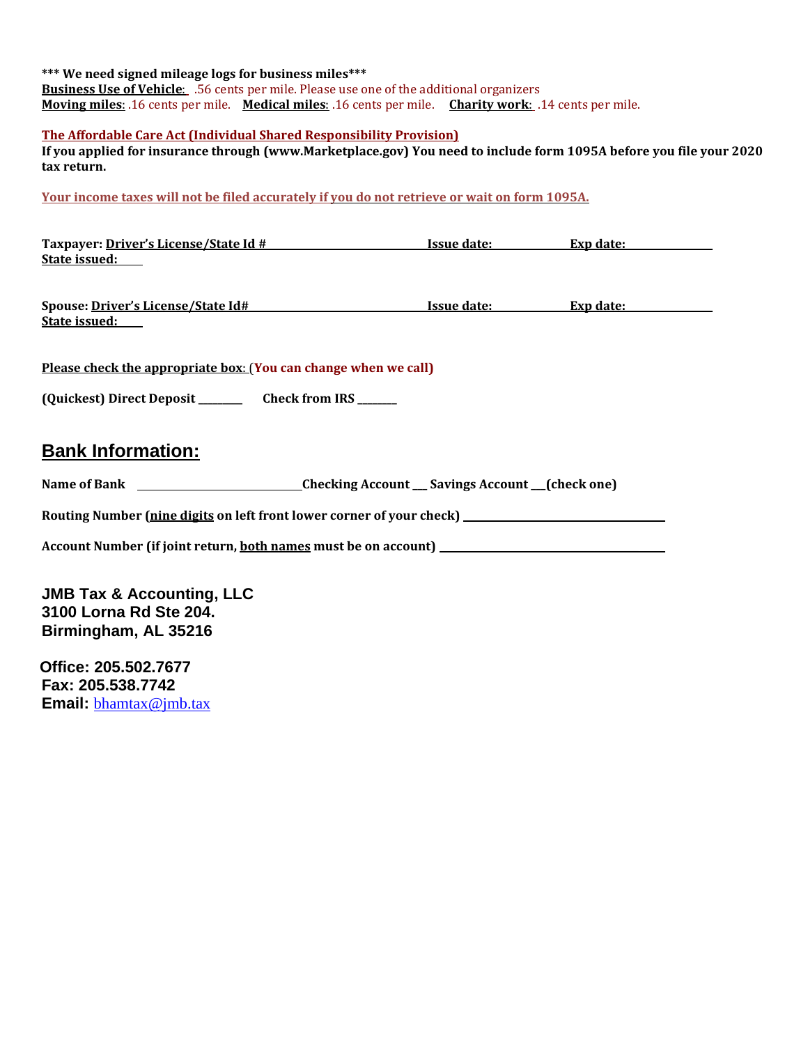**\*\*\* We need signed mileage logs for business miles\*\*\***

**Business Use of Vehicle**: .56 cents per mile. Please use one of the additional organizers

**Moving miles**: .16 cents per mile. **Medical miles**: .16 cents per mile. **Charity work**: .14 cents per mile.

**The Affordable Care Act (Individual Shared Responsibility Provision)**

**If you applied for insurance through (www.Marketplace.gov) You need to include form 1095A before you file your 2020 tax return.**

**Your income taxes will not be filed accurately if you do not retrieve or wait on form 1095A.**

**Taxpayer: Driver's License/State Id # ______________________ Issue date: __________ Exp date: __________**

**State issued: ____**

**Spouse: Driver's License/State Id# ______________________ Issue date: __________ Exp date: __________**

**State issued: ____**

**Please check the appropriate box: (You can change when we call)**

**(Quickest) Direct Deposit ________ Check from IRS _______**

## Bank Information:

**Name of Bank ______________________ Checking Account __ Savings Account __(check one)**

**Routing Number (nine digits on left front lower corner of your check) ______________________**

**Account Number (if joint return, both names must be on account) ______________________**

**JMB Tax & Accounting, LLC**
**3100 Lorna Rd Ste 204.**
**Birmingham, AL 35216**

**Office: 205.502.7677**
**Fax: 205.538.7742**
**Email:** bhamtax@jmb.tax